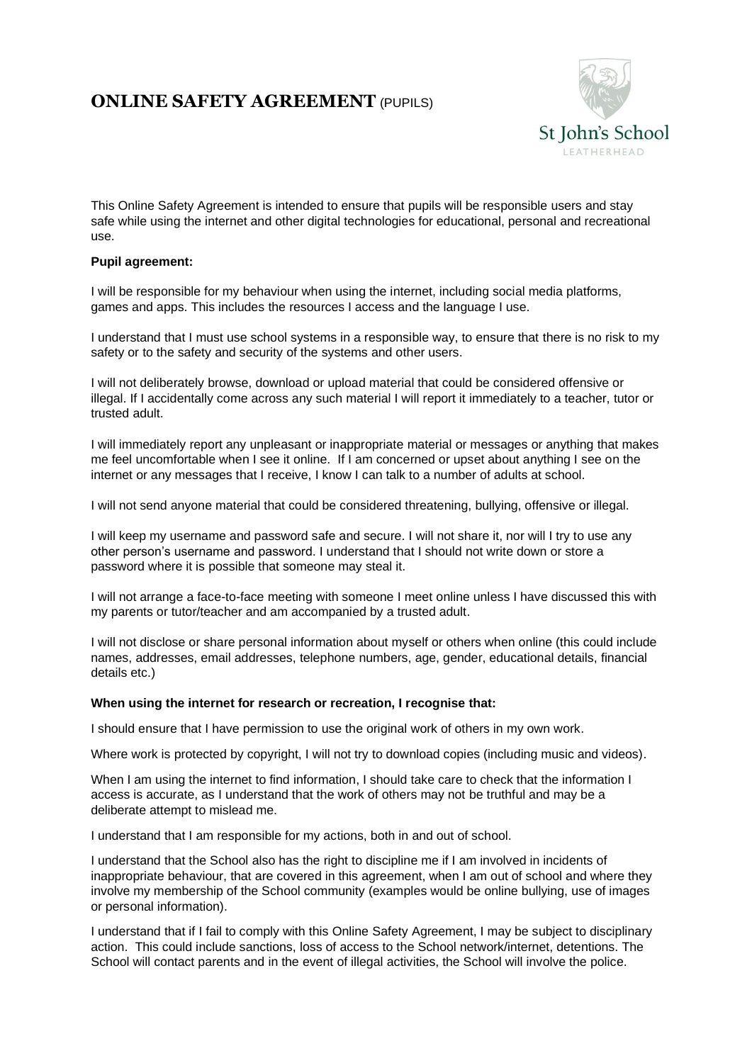# ONLINE SAFETY AGREEMENT (PUPILS)

St John's School
LEATHERHEAD

This Online Safety Agreement is intended to ensure that pupils will be responsible users and stay safe while using the internet and other digital technologies for educational, personal and recreational use.

**Pupil agreement:**

I will be responsible for my behaviour when using the internet, including social media platforms, games and apps. This includes the resources I access and the language I use.

I understand that I must use school systems in a responsible way, to ensure that there is no risk to my safety or to the safety and security of the systems and other users.

I will not deliberately browse, download or upload material that could be considered offensive or illegal. If I accidentally come across any such material I will report it immediately to a teacher, tutor or trusted adult.

I will immediately report any unpleasant or inappropriate material or messages or anything that makes me feel uncomfortable when I see it online. If I am concerned or upset about anything I see on the internet or any messages that I receive, I know I can talk to a number of adults at school.

I will not send anyone material that could be considered threatening, bullying, offensive or illegal.

I will keep my username and password safe and secure. I will not share it, nor will I try to use any other person's username and password. I understand that I should not write down or store a password where it is possible that someone may steal it.

I will not arrange a face-to-face meeting with someone I meet online unless I have discussed this with my parents or tutor/teacher and am accompanied by a trusted adult.

I will not disclose or share personal information about myself or others when online (this could include names, addresses, email addresses, telephone numbers, age, gender, educational details, financial details etc.)

**When using the internet for research or recreation, I recognise that:**

I should ensure that I have permission to use the original work of others in my own work.

Where work is protected by copyright, I will not try to download copies (including music and videos).

When I am using the internet to find information, I should take care to check that the information I access is accurate, as I understand that the work of others may not be truthful and may be a deliberate attempt to mislead me.

I understand that I am responsible for my actions, both in and out of school.

I understand that the School also has the right to discipline me if I am involved in incidents of inappropriate behaviour, that are covered in this agreement, when I am out of school and where they involve my membership of the School community (examples would be online bullying, use of images or personal information).

I understand that if I fail to comply with this Online Safety Agreement, I may be subject to disciplinary action. This could include sanctions, loss of access to the School network/internet, detentions. The School will contact parents and in the event of illegal activities, the School will involve the police.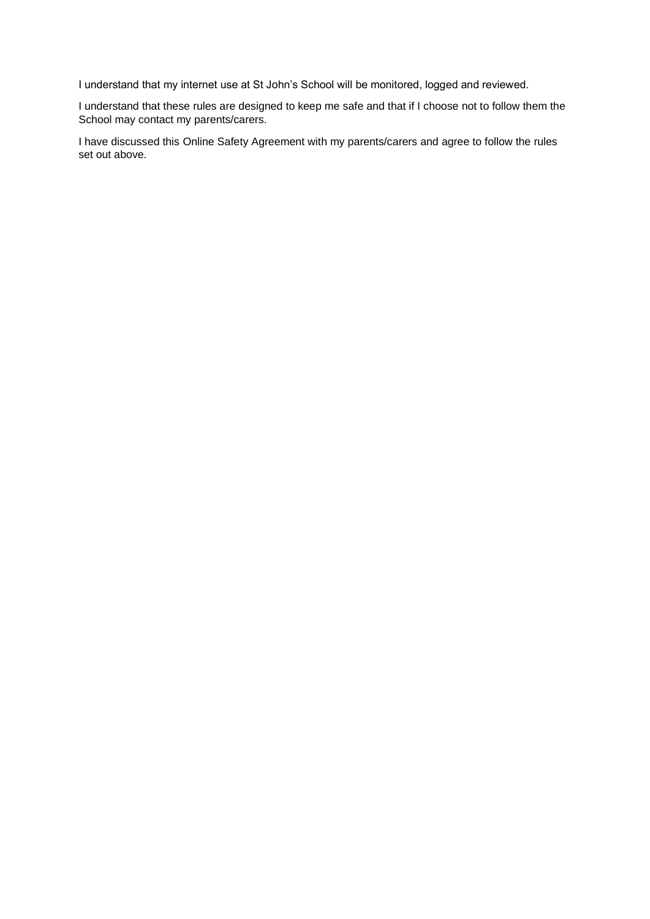I understand that my internet use at St John's School will be monitored, logged and reviewed.

I understand that these rules are designed to keep me safe and that if I choose not to follow them the School may contact my parents/carers.

I have discussed this Online Safety Agreement with my parents/carers and agree to follow the rules set out above.